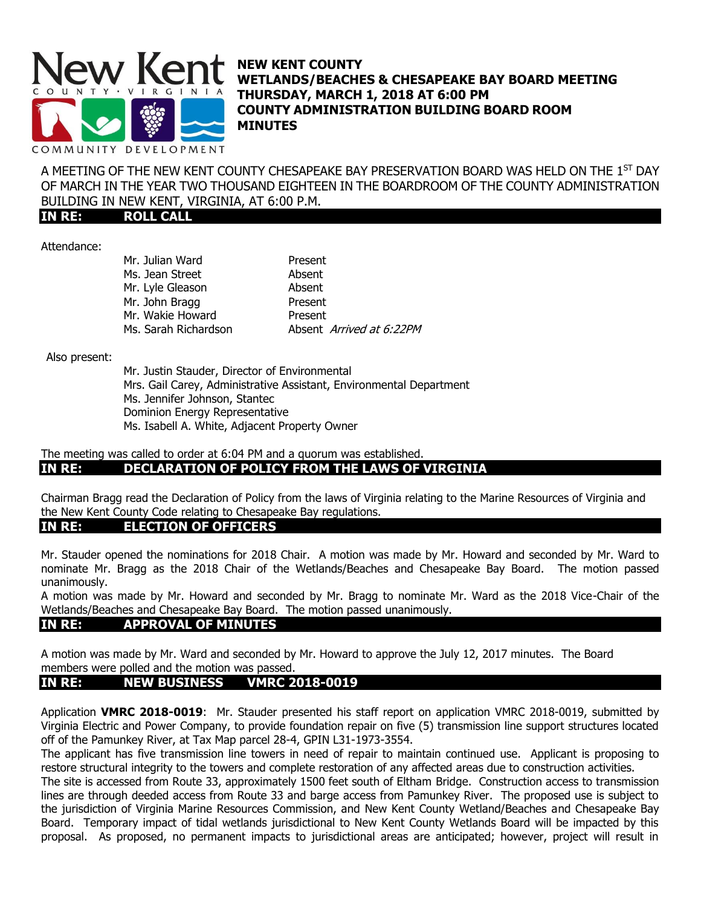# NEW KENT COUNTY
## WETLANDS/BEACHES & CHESAPEAKE BAY BOARD MEETING
## THURSDAY, MARCH 1, 2018 AT 6:00 PM
## COUNTY ADMINISTRATION BUILDING BOARD ROOM
## MINUTES

A MEETING OF THE NEW KENT COUNTY CHESAPEAKE BAY PRESERVATION BOARD WAS HELD ON THE 1ST DAY OF MARCH IN THE YEAR TWO THOUSAND EIGHTEEN IN THE BOARDROOM OF THE COUNTY ADMINISTRATION BUILDING IN NEW KENT, VIRGINIA, AT 6:00 P.M.

### IN RE: ROLL CALL

Attendance:

| | |
|---|---|
| Mr. Julian Ward | Present |
| Ms. Jean Street | Absent |
| Mr. Lyle Gleason | Absent |
| Mr. John Bragg | Present |
| Mr. Wakie Howard | Present |
| Ms. Sarah Richardson | Absent *Arrived at 6:22PM* |

Also present:

Mr. Justin Stauder, Director of Environmental
Mrs. Gail Carey, Administrative Assistant, Environmental Department
Ms. Jennifer Johnson, Stantec
Dominion Energy Representative
Ms. Isabell A. White, Adjacent Property Owner

The meeting was called to order at 6:04 PM and a quorum was established.

### IN RE: DECLARATION OF POLICY FROM THE LAWS OF VIRGINIA

Chairman Bragg read the Declaration of Policy from the laws of Virginia relating to the Marine Resources of Virginia and the New Kent County Code relating to Chesapeake Bay regulations.

### IN RE: ELECTION OF OFFICERS

Mr. Stauder opened the nominations for 2018 Chair. A motion was made by Mr. Howard and seconded by Mr. Ward to nominate Mr. Bragg as the 2018 Chair of the Wetlands/Beaches and Chesapeake Bay Board. The motion passed unanimously.
A motion was made by Mr. Howard and seconded by Mr. Bragg to nominate Mr. Ward as the 2018 Vice-Chair of the Wetlands/Beaches and Chesapeake Bay Board. The motion passed unanimously.

### IN RE: APPROVAL OF MINUTES

A motion was made by Mr. Ward and seconded by Mr. Howard to approve the July 12, 2017 minutes. The Board members were polled and the motion was passed.

### IN RE: NEW BUSINESS VMRC 2018-0019

Application **VMRC 2018-0019**: Mr. Stauder presented his staff report on application VMRC 2018-0019, submitted by Virginia Electric and Power Company, to provide foundation repair on five (5) transmission line support structures located off of the Pamunkey River, at Tax Map parcel 28-4, GPIN L31-1973-3554.
The applicant has five transmission line towers in need of repair to maintain continued use. Applicant is proposing to restore structural integrity to the towers and complete restoration of any affected areas due to construction activities.
The site is accessed from Route 33, approximately 1500 feet south of Eltham Bridge. Construction access to transmission lines are through deeded access from Route 33 and barge access from Pamunkey River. The proposed use is subject to the jurisdiction of Virginia Marine Resources Commission, and New Kent County Wetland/Beaches and Chesapeake Bay Board. Temporary impact of tidal wetlands jurisdictional to New Kent County Wetlands Board will be impacted by this proposal. As proposed, no permanent impacts to jurisdictional areas are anticipated; however, project will result in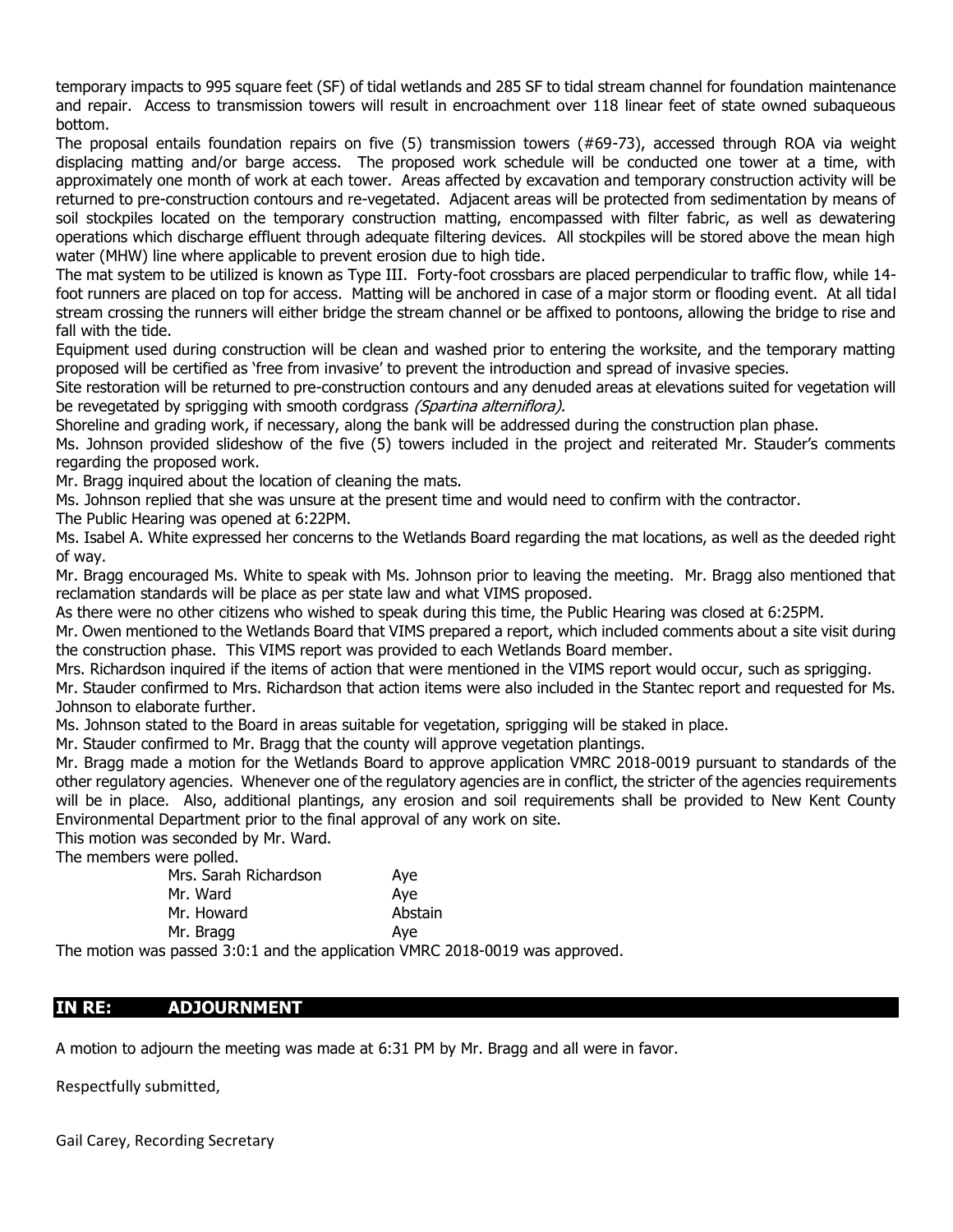temporary impacts to 995 square feet (SF) of tidal wetlands and 285 SF to tidal stream channel for foundation maintenance and repair. Access to transmission towers will result in encroachment over 118 linear feet of state owned subaqueous bottom.

The proposal entails foundation repairs on five (5) transmission towers (#69-73), accessed through ROA via weight displacing matting and/or barge access. The proposed work schedule will be conducted one tower at a time, with approximately one month of work at each tower. Areas affected by excavation and temporary construction activity will be returned to pre-construction contours and re-vegetated. Adjacent areas will be protected from sedimentation by means of soil stockpiles located on the temporary construction matting, encompassed with filter fabric, as well as dewatering operations which discharge effluent through adequate filtering devices. All stockpiles will be stored above the mean high water (MHW) line where applicable to prevent erosion due to high tide.

The mat system to be utilized is known as Type III. Forty-foot crossbars are placed perpendicular to traffic flow, while 14-foot runners are placed on top for access. Matting will be anchored in case of a major storm or flooding event. At all tidal stream crossing the runners will either bridge the stream channel or be affixed to pontoons, allowing the bridge to rise and fall with the tide.

Equipment used during construction will be clean and washed prior to entering the worksite, and the temporary matting proposed will be certified as 'free from invasive' to prevent the introduction and spread of invasive species.

Site restoration will be returned to pre-construction contours and any denuded areas at elevations suited for vegetation will be revegetated by sprigging with smooth cordgrass *(Spartina alterniflora).*

Shoreline and grading work, if necessary, along the bank will be addressed during the construction plan phase.

Ms. Johnson provided slideshow of the five (5) towers included in the project and reiterated Mr. Stauder's comments regarding the proposed work.

Mr. Bragg inquired about the location of cleaning the mats.

Ms. Johnson replied that she was unsure at the present time and would need to confirm with the contractor.

The Public Hearing was opened at 6:22PM.

Ms. Isabel A. White expressed her concerns to the Wetlands Board regarding the mat locations, as well as the deeded right of way.

Mr. Bragg encouraged Ms. White to speak with Ms. Johnson prior to leaving the meeting. Mr. Bragg also mentioned that reclamation standards will be place as per state law and what VIMS proposed.

As there were no other citizens who wished to speak during this time, the Public Hearing was closed at 6:25PM.

Mr. Owen mentioned to the Wetlands Board that VIMS prepared a report, which included comments about a site visit during the construction phase. This VIMS report was provided to each Wetlands Board member.

Mrs. Richardson inquired if the items of action that were mentioned in the VIMS report would occur, such as sprigging.

Mr. Stauder confirmed to Mrs. Richardson that action items were also included in the Stantec report and requested for Ms. Johnson to elaborate further.

Ms. Johnson stated to the Board in areas suitable for vegetation, sprigging will be staked in place.

Mr. Stauder confirmed to Mr. Bragg that the county will approve vegetation plantings.

Mr. Bragg made a motion for the Wetlands Board to approve application VMRC 2018-0019 pursuant to standards of the other regulatory agencies. Whenever one of the regulatory agencies are in conflict, the stricter of the agencies requirements will be in place. Also, additional plantings, any erosion and soil requirements shall be provided to New Kent County Environmental Department prior to the final approval of any work on site.

This motion was seconded by Mr. Ward.

The members were polled.

| | |
|---|---|
| Mrs. Sarah Richardson | Aye |
| Mr. Ward | Aye |
| Mr. Howard | Abstain |
| Mr. Bragg | Aye |

The motion was passed 3:0:1 and the application VMRC 2018-0019 was approved.

## IN RE: ADJOURNMENT

A motion to adjourn the meeting was made at 6:31 PM by Mr. Bragg and all were in favor.

Respectfully submitted,

Gail Carey, Recording Secretary